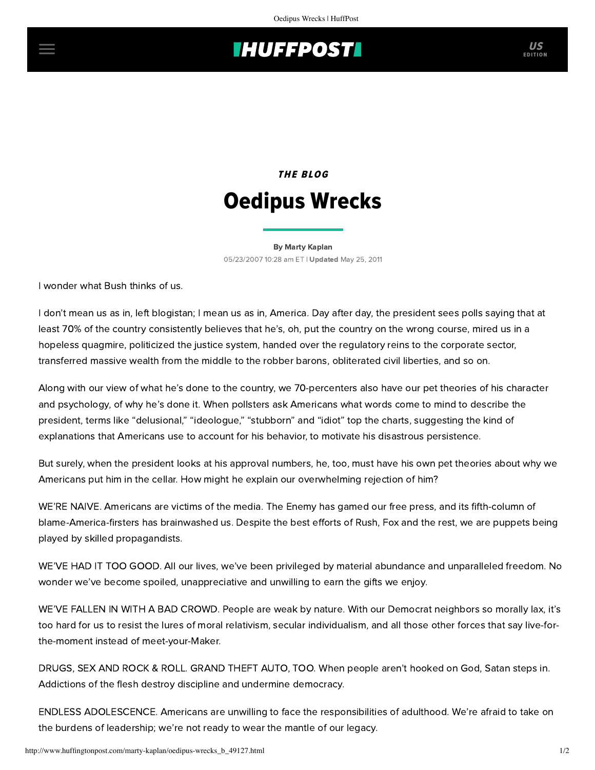THE BLOG

# Oedipus Wrecks

By Marty Kaplan

05/23/2007 10:28 am ET | **Updated** May 25, 2011

I wonder what Bush thinks of us.

I don't mean us as in, left blogistan; I mean us as in, America. Day after day, the president sees polls saying that at least 70% of the country consistently believes that he's, oh, put the country on the wrong course, mired us in a hopeless quagmire, politicized the justice system, handed over the regulatory reins to the corporate sector, transferred massive wealth from the middle to the robber barons, obliterated civil liberties, and so on.

Along with our view of what he's done to the country, we 70-percenters also have our pet theories of his character and psychology, of why he's done it. When pollsters ask Americans what words come to mind to describe the president, terms like "delusional," "ideologue," "stubborn" and "idiot" top the charts, suggesting the kind of explanations that Americans use to account for his behavior, to motivate his disastrous persistence.

But surely, when the president looks at his approval numbers, he, too, must have his own pet theories about why we Americans put him in the cellar. How might he explain our overwhelming rejection of him?

WE'RE NAIVE. Americans are victims of the media. The Enemy has gamed our free press, and its fifth-column of blame-America-firsters has brainwashed us. Despite the best efforts of Rush, Fox and the rest, we are puppets being played by skilled propagandists.

WE'VE HAD IT TOO GOOD. All our lives, we've been privileged by material abundance and unparalleled freedom. No wonder we've become spoiled, unappreciative and unwilling to earn the gifts we enjoy.

WE'VE FALLEN IN WITH A BAD CROWD. People are weak by nature. With our Democrat neighbors so morally lax, it's too hard for us to resist the lures of moral relativism, secular individualism, and all those other forces that say live-for-the-moment instead of meet-your-Maker.

DRUGS, SEX AND ROCK & ROLL. GRAND THEFT AUTO, TOO. When people aren't hooked on God, Satan steps in. Addictions of the flesh destroy discipline and undermine democracy.

ENDLESS ADOLESCENCE. Americans are unwilling to face the responsibilities of adulthood. We're afraid to take on the burdens of leadership; we're not ready to wear the mantle of our legacy.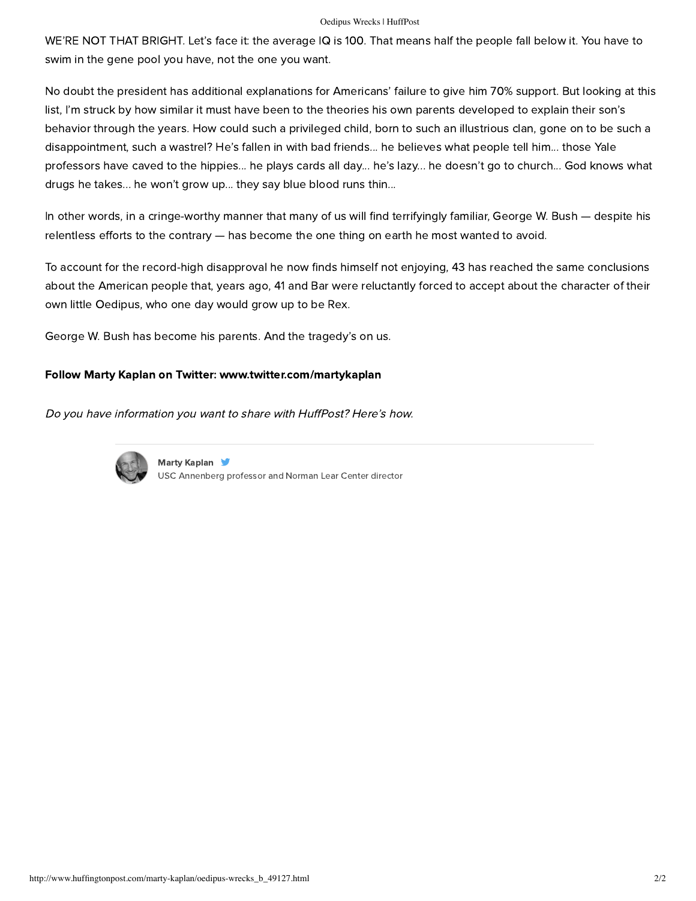WE'RE NOT THAT BRIGHT. Let's face it: the average IQ is 100. That means half the people fall below it. You have to swim in the gene pool you have, not the one you want.

No doubt the president has additional explanations for Americans' failure to give him 70% support. But looking at this list, I'm struck by how similar it must have been to the theories his own parents developed to explain their son's behavior through the years. How could such a privileged child, born to such an illustrious clan, gone on to be such a disappointment, such a wastrel? He's fallen in with bad friends... he believes what people tell him... those Yale professors have caved to the hippies... he plays cards all day... he's lazy... he doesn't go to church... God knows what drugs he takes... he won't grow up... they say blue blood runs thin...

In other words, in a cringe-worthy manner that many of us will find terrifyingly familiar, George W. Bush — despite his relentless efforts to the contrary — has become the one thing on earth he most wanted to avoid.

To account for the record-high disapproval he now finds himself not enjoying, 43 has reached the same conclusions about the American people that, years ago, 41 and Bar were reluctantly forced to accept about the character of their own little Oedipus, who one day would grow up to be Rex.

George W. Bush has become his parents. And the tragedy's on us.

**Follow Marty Kaplan on Twitter: www.twitter.com/martykaplan**

*Do you have information you want to share with HuffPost? Here's how.*

**Marty Kaplan**
USC Annenberg professor and Norman Lear Center director